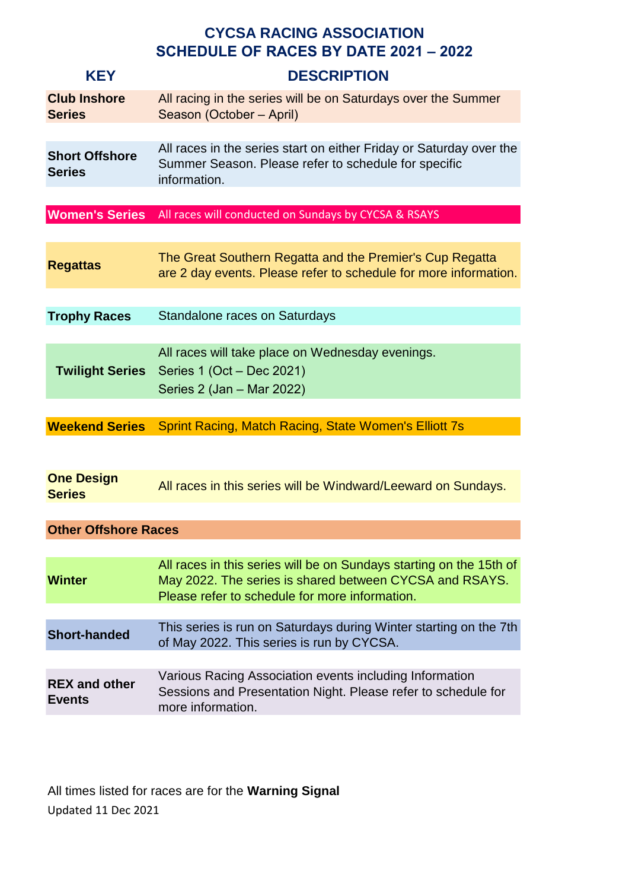# CYCSA RACING ASSOCIATION
# SCHEDULE OF RACES BY DATE 2021 – 2022

| KEY | DESCRIPTION |
|---|---|
| **Club Inshore Series** | All racing in the series will be on Saturdays over the Summer Season (October – April) |
| **Short Offshore Series** | All races in the series start on either Friday or Saturday over the Summer Season. Please refer to schedule for specific information. |
| **Women's Series** | All races will conducted on Sundays by CYCSA & RSAYS |
| **Regattas** | The Great Southern Regatta and the Premier's Cup Regatta are 2 day events. Please refer to schedule for more information. |
| **Trophy Races** | Standalone races on Saturdays |
| **Twilight Series** | All races will take place on Wednesday evenings.<br>Series 1 (Oct – Dec 2021)<br>Series 2 (Jan – Mar 2022) |
| **Weekend Series** | Sprint Racing, Match Racing, State Women's Elliott 7s |
| **One Design Series** | All races in this series will be Windward/Leeward on Sundays. |
| **Other Offshore Races** | |
| **Winter** | All races in this series will be on Sundays starting on the 15th of May 2022. The series is shared between CYCSA and RSAYS. Please refer to schedule for more information. |
| **Short-handed** | This series is run on Saturdays during Winter starting on the 7th of May 2022. This series is run by CYCSA. |
| **REX and other Events** | Various Racing Association events including Information Sessions and Presentation Night. Please refer to schedule for more information. |

All times listed for races are for the **Warning Signal**

Updated 11 Dec 2021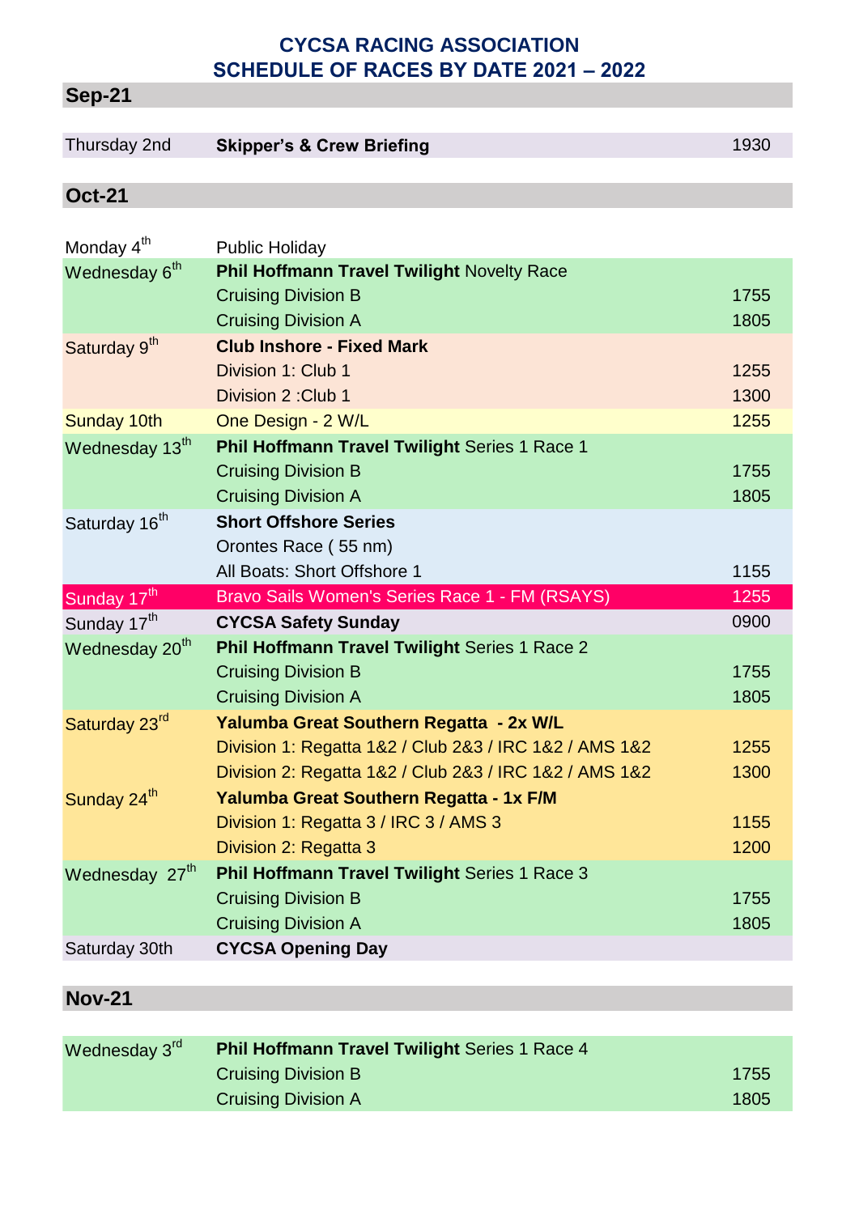# CYCSA RACING ASSOCIATION
# SCHEDULE OF RACES BY DATE 2021 – 2022

## Sep-21

| | | |
|---|---|---|
| Thursday 2nd | **Skipper's & Crew Briefing** | 1930 |

## Oct-21

| | | |
|---|---|---|
| Monday 4th | Public Holiday | |
| Wednesday 6th | **Phil Hoffmann Travel Twilight** Novelty Race | |
| | Cruising Division B | 1755 |
| | Cruising Division A | 1805 |
| Saturday 9th | **Club Inshore - Fixed Mark** | |
| | Division 1: Club 1 | 1255 |
| | Division 2 :Club 1 | 1300 |
| Sunday 10th | One Design - 2 W/L | 1255 |
| Wednesday 13th | **Phil Hoffmann Travel Twilight** Series 1 Race 1 | |
| | Cruising Division B | 1755 |
| | Cruising Division A | 1805 |
| Saturday 16th | **Short Offshore Series** | |
| | Orontes Race ( 55 nm) | |
| | All Boats: Short Offshore 1 | 1155 |
| Sunday 17th | Bravo Sails Women's Series Race 1 - FM (RSAYS) | 1255 |
| Sunday 17th | **CYCSA Safety Sunday** | 0900 |
| Wednesday 20th | **Phil Hoffmann Travel Twilight** Series 1 Race 2 | |
| | Cruising Division B | 1755 |
| | Cruising Division A | 1805 |
| Saturday 23rd | **Yalumba Great Southern Regatta - 2x W/L** | |
| | Division 1: Regatta 1&2 / Club 2&3 / IRC 1&2 / AMS 1&2 | 1255 |
| | Division 2: Regatta 1&2 / Club 2&3 / IRC 1&2 / AMS 1&2 | 1300 |
| Sunday 24th | **Yalumba Great Southern Regatta - 1x F/M** | |
| | Division 1: Regatta 3 / IRC 3 / AMS 3 | 1155 |
| | Division 2: Regatta 3 | 1200 |
| Wednesday 27th | **Phil Hoffmann Travel Twilight** Series 1 Race 3 | |
| | Cruising Division B | 1755 |
| | Cruising Division A | 1805 |
| Saturday 30th | **CYCSA Opening Day** | |

## Nov-21

| | | |
|---|---|---|
| Wednesday 3rd | **Phil Hoffmann Travel Twilight** Series 1 Race 4 | |
| | Cruising Division B | 1755 |
| | Cruising Division A | 1805 |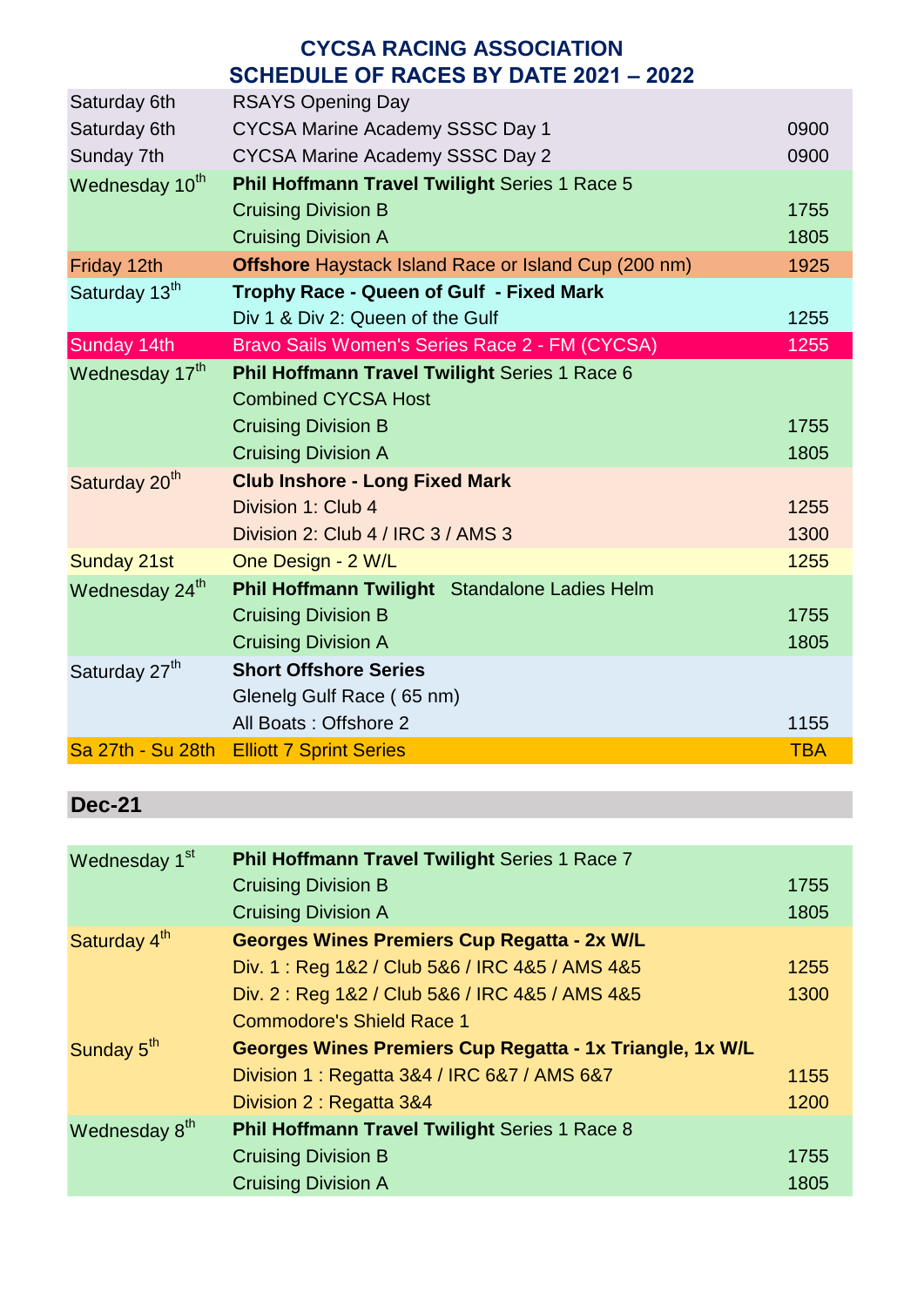## CYCSA RACING ASSOCIATION
## SCHEDULE OF RACES BY DATE 2021 – 2022

| | | |
|---|---|---|
| Saturday 6th | RSAYS Opening Day | |
| Saturday 6th | CYCSA Marine Academy SSSC Day 1 | 0900 |
| Sunday 7th | CYCSA Marine Academy SSSC Day 2 | 0900 |
| Wednesday 10th | **Phil Hoffmann Travel Twilight** Series 1 Race 5 | |
| | Cruising Division B | 1755 |
| | Cruising Division A | 1805 |
| Friday 12th | **Offshore** Haystack Island Race or Island Cup (200 nm) | 1925 |
| Saturday 13th | **Trophy Race - Queen of Gulf - Fixed Mark** | |
| | Div 1 & Div 2: Queen of the Gulf | 1255 |
| Sunday 14th | Bravo Sails Women's Series Race 2 - FM (CYCSA) | 1255 |
| Wednesday 17th | **Phil Hoffmann Travel Twilight** Series 1 Race 6 | |
| | Combined CYCSA Host | |
| | Cruising Division B | 1755 |
| | Cruising Division A | 1805 |
| Saturday 20th | **Club Inshore - Long Fixed Mark** | |
| | Division 1: Club 4 | 1255 |
| | Division 2: Club 4 / IRC 3 / AMS 3 | 1300 |
| Sunday 21st | One Design - 2 W/L | 1255 |
| Wednesday 24th | **Phil Hoffmann Twilight** Standalone Ladies Helm | |
| | Cruising Division B | 1755 |
| | Cruising Division A | 1805 |
| Saturday 27th | **Short Offshore Series** | |
| | Glenelg Gulf Race ( 65 nm) | |
| | All Boats : Offshore 2 | 1155 |
| Sa 27th - Su 28th | Elliott 7 Sprint Series | TBA |

## Dec-21

| | | |
|---|---|---|
| Wednesday 1st | **Phil Hoffmann Travel Twilight** Series 1 Race 7 | |
| | Cruising Division B | 1755 |
| | Cruising Division A | 1805 |
| Saturday 4th | **Georges Wines Premiers Cup Regatta - 2x W/L** | |
| | Div. 1 : Reg 1&2 / Club 5&6 / IRC 4&5 / AMS 4&5 | 1255 |
| | Div. 2 : Reg 1&2 / Club 5&6 / IRC 4&5 / AMS 4&5 | 1300 |
| | Commodore's Shield Race 1 | |
| Sunday 5th | **Georges Wines Premiers Cup Regatta - 1x Triangle, 1x W/L** | |
| | Division 1 : Regatta 3&4 / IRC 6&7 / AMS 6&7 | 1155 |
| | Division 2 : Regatta 3&4 | 1200 |
| Wednesday 8th | **Phil Hoffmann Travel Twilight** Series 1 Race 8 | |
| | Cruising Division B | 1755 |
| | Cruising Division A | 1805 |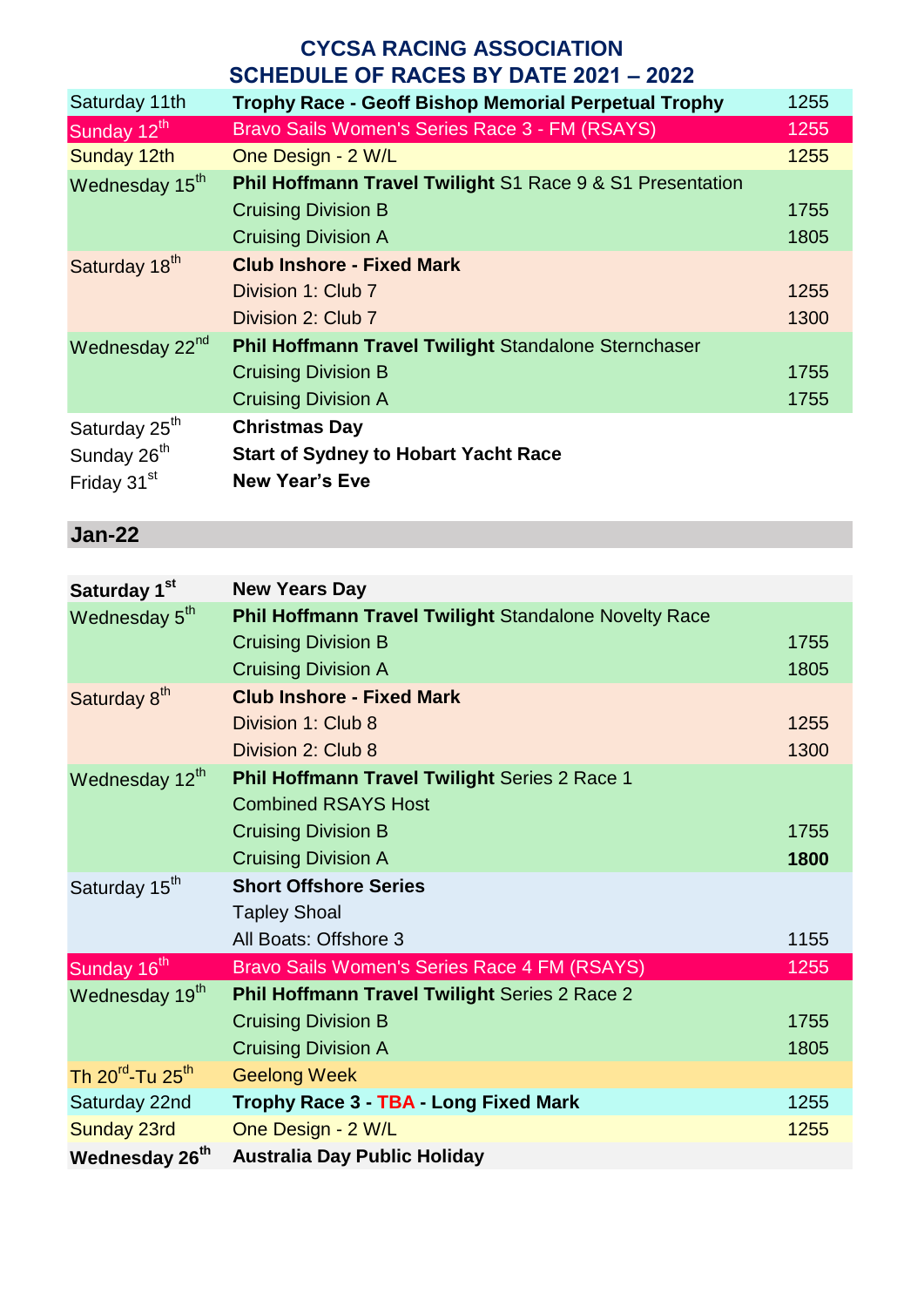# CYCSA RACING ASSOCIATION
# SCHEDULE OF RACES BY DATE 2021 – 2022

| | | |
|---|---|---|
| Saturday 11th | **Trophy Race - Geoff Bishop Memorial Perpetual Trophy** | 1255 |
| Sunday 12th | Bravo Sails Women's Series Race 3 - FM (RSAYS) | 1255 |
| Sunday 12th | One Design - 2 W/L | 1255 |
| Wednesday 15th | **Phil Hoffmann Travel Twilight** S1 Race 9 & S1 Presentation | |
| | Cruising Division B | 1755 |
| | Cruising Division A | 1805 |
| Saturday 18th | **Club Inshore - Fixed Mark** | |
| | Division 1: Club 7 | 1255 |
| | Division 2: Club 7 | 1300 |
| Wednesday 22nd | **Phil Hoffmann Travel Twilight** Standalone Sternchaser | |
| | Cruising Division B | 1755 |
| | Cruising Division A | 1755 |
| Saturday 25th | **Christmas Day** | |
| Sunday 26th | **Start of Sydney to Hobart Yacht Race** | |
| Friday 31st | **New Year's Eve** | |

## Jan-22

| | | |
|---|---|---|
| **Saturday 1st** | **New Years Day** | |
| Wednesday 5th | **Phil Hoffmann Travel Twilight** Standalone Novelty Race | |
| | Cruising Division B | 1755 |
| | Cruising Division A | 1805 |
| Saturday 8th | **Club Inshore - Fixed Mark** | |
| | Division 1: Club 8 | 1255 |
| | Division 2: Club 8 | 1300 |
| Wednesday 12th | **Phil Hoffmann Travel Twilight** Series 2 Race 1 | |
| | Combined RSAYS Host | |
| | Cruising Division B | 1755 |
| | Cruising Division A | **1800** |
| Saturday 15th | **Short Offshore Series** | |
| | Tapley Shoal | |
| | All Boats: Offshore 3 | 1155 |
| Sunday 16th | Bravo Sails Women's Series Race 4 FM (RSAYS) | 1255 |
| Wednesday 19th | **Phil Hoffmann Travel Twilight** Series 2 Race 2 | |
| | Cruising Division B | 1755 |
| | Cruising Division A | 1805 |
| Th 20rd-Tu 25th | Geelong Week | |
| Saturday 22nd | **Trophy Race 3 - TBA - Long Fixed Mark** | 1255 |
| Sunday 23rd | One Design - 2 W/L | 1255 |
| **Wednesday 26th** | **Australia Day Public Holiday** | |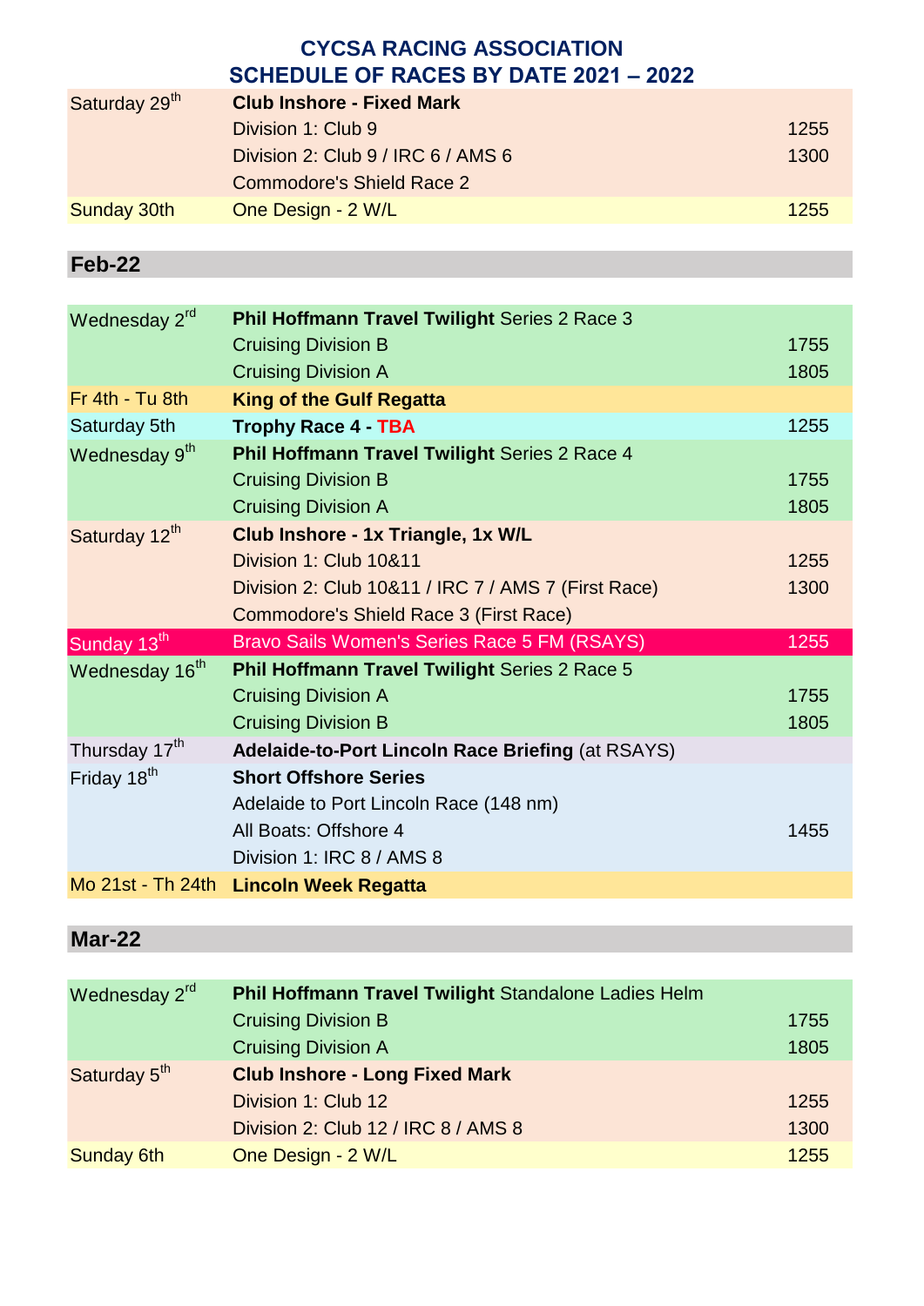# CYCSA RACING ASSOCIATION
# SCHEDULE OF RACES BY DATE 2021 – 2022

| | | |
|---|---|---|
| Saturday 29th | **Club Inshore - Fixed Mark** | |
| | Division 1: Club 9 | 1255 |
| | Division 2: Club 9 / IRC 6 / AMS 6 | 1300 |
| | Commodore's Shield Race 2 | |
| Sunday 30th | One Design - 2 W/L | 1255 |

## Feb-22

| | | |
|---|---|---|
| Wednesday 2rd | **Phil Hoffmann Travel Twilight** Series 2 Race 3 | |
| | Cruising Division B | 1755 |
| | Cruising Division A | 1805 |
| Fr 4th - Tu 8th | **King of the Gulf Regatta** | |
| Saturday 5th | **Trophy Race 4 - TBA** | 1255 |
| Wednesday 9th | **Phil Hoffmann Travel Twilight** Series 2 Race 4 | |
| | Cruising Division B | 1755 |
| | Cruising Division A | 1805 |
| Saturday 12th | **Club Inshore - 1x Triangle, 1x W/L** | |
| | Division 1: Club 10&11 | 1255 |
| | Division 2: Club 10&11 / IRC 7 / AMS 7 (First Race) | 1300 |
| | Commodore's Shield Race 3 (First Race) | |
| Sunday 13th | Bravo Sails Women's Series Race 5 FM (RSAYS) | 1255 |
| Wednesday 16th | **Phil Hoffmann Travel Twilight** Series 2 Race 5 | |
| | Cruising Division A | 1755 |
| | Cruising Division B | 1805 |
| Thursday 17th | **Adelaide-to-Port Lincoln Race Briefing** (at RSAYS) | |
| Friday 18th | **Short Offshore Series** | |
| | Adelaide to Port Lincoln Race (148 nm) | |
| | All Boats: Offshore 4 | 1455 |
| | Division 1: IRC 8 / AMS 8 | |
| Mo 21st - Th 24th | **Lincoln Week Regatta** | |

## Mar-22

| | | |
|---|---|---|
| Wednesday 2rd | **Phil Hoffmann Travel Twilight** Standalone Ladies Helm | |
| | Cruising Division B | 1755 |
| | Cruising Division A | 1805 |
| Saturday 5th | **Club Inshore - Long Fixed Mark** | |
| | Division 1: Club 12 | 1255 |
| | Division 2: Club 12 / IRC 8 / AMS 8 | 1300 |
| Sunday 6th | One Design - 2 W/L | 1255 |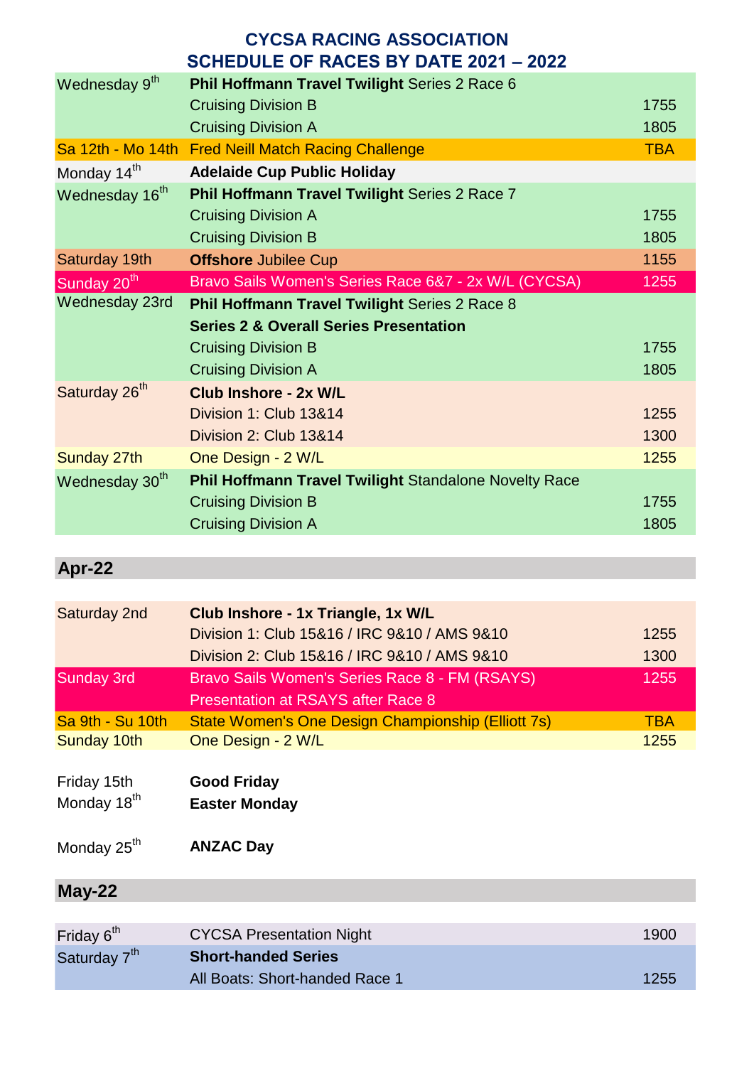# CYCSA RACING ASSOCIATION
## SCHEDULE OF RACES BY DATE 2021 – 2022

| | | |
|---|---|---|
| Wednesday 9th | **Phil Hoffmann Travel Twilight** Series 2 Race 6 | |
| | Cruising Division B | 1755 |
| | Cruising Division A | 1805 |
| Sa 12th - Mo 14th | Fred Neill Match Racing Challenge | TBA |
| Monday 14th | **Adelaide Cup Public Holiday** | |
| Wednesday 16th | **Phil Hoffmann Travel Twilight** Series 2 Race 7 | |
| | Cruising Division A | 1755 |
| | Cruising Division B | 1805 |
| Saturday 19th | **Offshore** Jubilee Cup | 1155 |
| Sunday 20th | Bravo Sails Women's Series Race 6&7 - 2x W/L (CYCSA) | 1255 |
| Wednesday 23rd | **Phil Hoffmann Travel Twilight** Series 2 Race 8 | |
| | **Series 2 & Overall Series Presentation** | |
| | Cruising Division B | 1755 |
| | Cruising Division A | 1805 |
| Saturday 26th | **Club Inshore - 2x W/L** | |
| | Division 1: Club 13&14 | 1255 |
| | Division 2: Club 13&14 | 1300 |
| Sunday 27th | One Design - 2 W/L | 1255 |
| Wednesday 30th | **Phil Hoffmann Travel Twilight** Standalone Novelty Race | |
| | Cruising Division B | 1755 |
| | Cruising Division A | 1805 |

## Apr-22

| | | |
|---|---|---|
| Saturday 2nd | **Club Inshore - 1x Triangle, 1x W/L** | |
| | Division 1: Club 15&16 / IRC 9&10 / AMS 9&10 | 1255 |
| | Division 2: Club 15&16 / IRC 9&10 / AMS 9&10 | 1300 |
| Sunday 3rd | Bravo Sails Women's Series Race 8 - FM (RSAYS) | 1255 |
| | Presentation at RSAYS after Race 8 | |
| Sa 9th - Su 10th | State Women's One Design Championship (Elliott 7s) | TBA |
| Sunday 10th | One Design - 2 W/L | 1255 |
| Friday 15th | **Good Friday** | |
| Monday 18th | **Easter Monday** | |
| Monday 25th | **ANZAC Day** | |

## May-22

| | | |
|---|---|---|
| Friday 6th | CYCSA Presentation Night | 1900 |
| Saturday 7th | **Short-handed Series** | |
| | All Boats: Short-handed Race 1 | 1255 |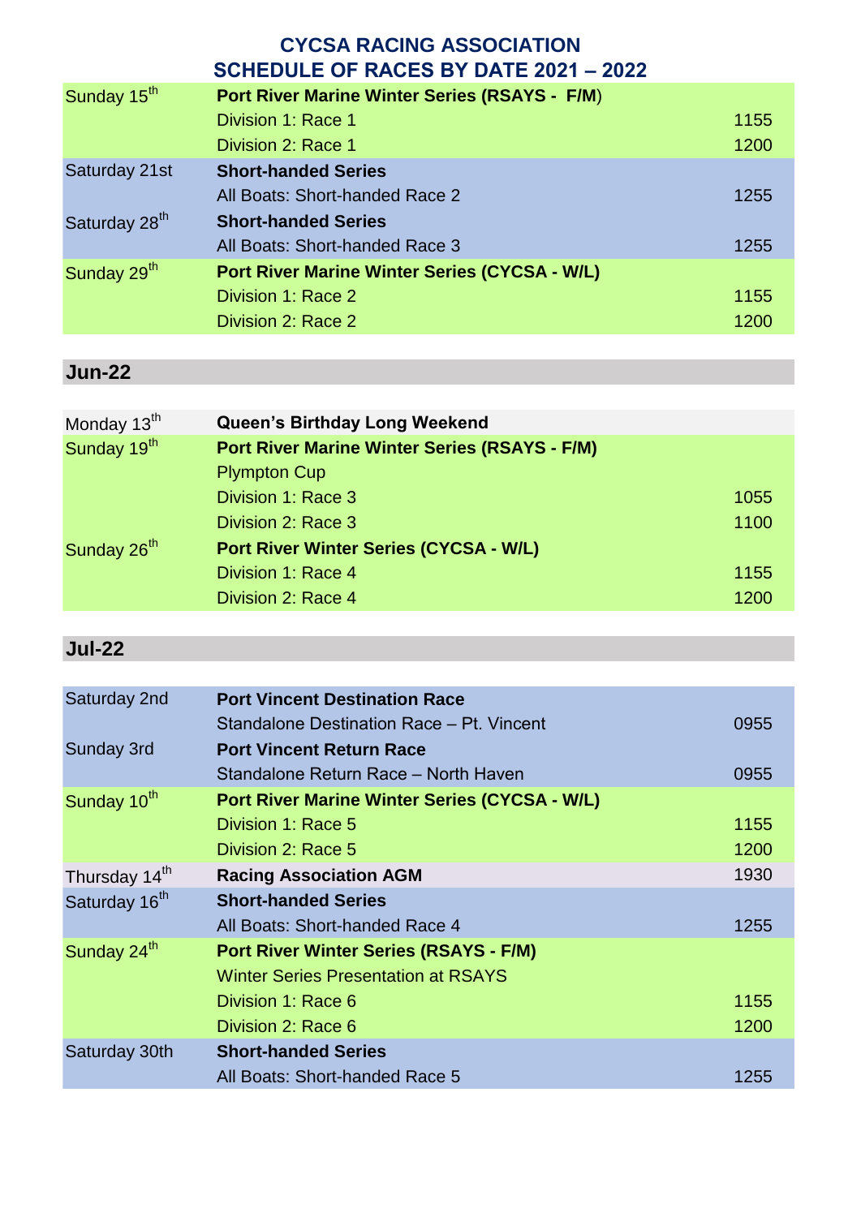# CYCSA RACING ASSOCIATION
## SCHEDULE OF RACES BY DATE 2021 – 2022

| | | |
|---|---|---|
| Sunday 15th | **Port River Marine Winter Series (RSAYS - F/M)** | |
| | Division 1: Race 1 | 1155 |
| | Division 2: Race 1 | 1200 |
| Saturday 21st | **Short-handed Series** | |
| | All Boats: Short-handed Race 2 | 1255 |
| Saturday 28th | **Short-handed Series** | |
| | All Boats: Short-handed Race 3 | 1255 |
| Sunday 29th | **Port River Marine Winter Series (CYCSA - W/L)** | |
| | Division 1: Race 2 | 1155 |
| | Division 2: Race 2 | 1200 |

## Jun-22

| | | |
|---|---|---|
| Monday 13th | **Queen's Birthday Long Weekend** | |
| Sunday 19th | **Port River Marine Winter Series (RSAYS - F/M)** | |
| | Plympton Cup | |
| | Division 1: Race 3 | 1055 |
| | Division 2: Race 3 | 1100 |
| Sunday 26th | **Port River Winter Series (CYCSA - W/L)** | |
| | Division 1: Race 4 | 1155 |
| | Division 2: Race 4 | 1200 |

## Jul-22

| | | |
|---|---|---|
| Saturday 2nd | **Port Vincent Destination Race** | |
| | Standalone Destination Race – Pt. Vincent | 0955 |
| Sunday 3rd | **Port Vincent Return Race** | |
| | Standalone Return Race – North Haven | 0955 |
| Sunday 10th | **Port River Marine Winter Series (CYCSA - W/L)** | |
| | Division 1: Race 5 | 1155 |
| | Division 2: Race 5 | 1200 |
| Thursday 14th | **Racing Association AGM** | 1930 |
| Saturday 16th | **Short-handed Series** | |
| | All Boats: Short-handed Race 4 | 1255 |
| Sunday 24th | **Port River Winter Series (RSAYS - F/M)** | |
| | Winter Series Presentation at RSAYS | |
| | Division 1: Race 6 | 1155 |
| | Division 2: Race 6 | 1200 |
| Saturday 30th | **Short-handed Series** | |
| | All Boats: Short-handed Race 5 | 1255 |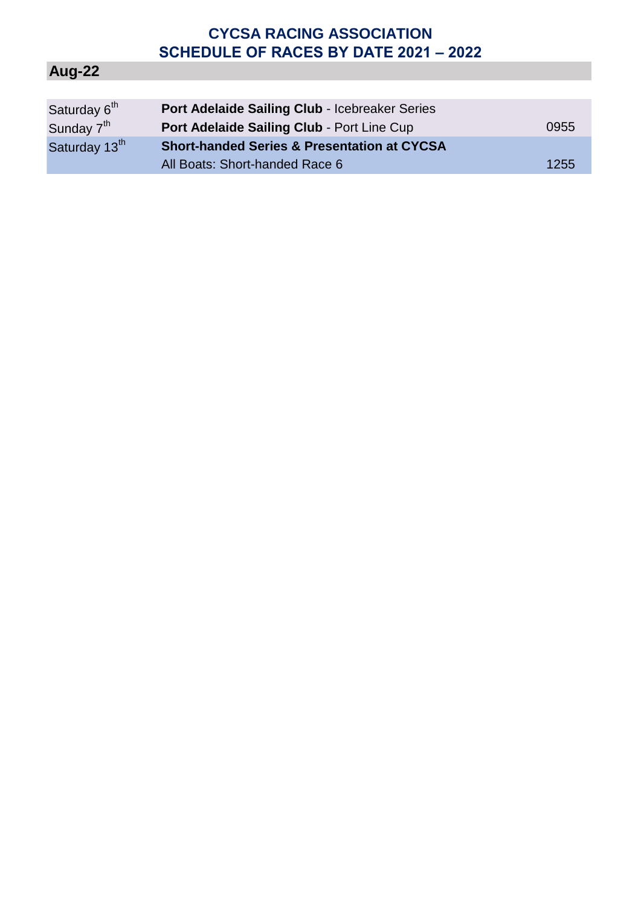# CYCSA RACING ASSOCIATION
# SCHEDULE OF RACES BY DATE 2021 – 2022

## Aug-22

| | | |
|---|---|---|
| Saturday 6th | **Port Adelaide Sailing Club** - Icebreaker Series | |
| Sunday 7th | **Port Adelaide Sailing Club** - Port Line Cup | 0955 |
| Saturday 13th | **Short-handed Series & Presentation at CYCSA** | |
| | All Boats: Short-handed Race 6 | 1255 |